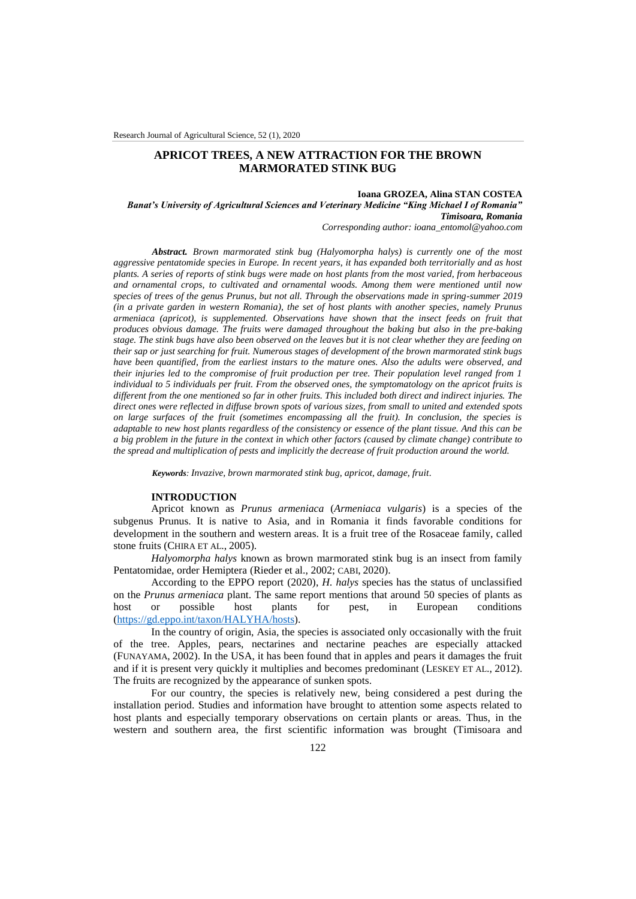# APRICOT TREES, A NEW ATTRACTION FOR THE BROWN MARMORATED STINK BUG

**Ioana GROZEA, Alina STAN COSTEA**

***Banat's University of Agricultural Sciences and Veterinary Medicine "King Michael I of Romania" Timisoara, Romania***

*Corresponding author: ioana_entomol@yahoo.com*

***Abstract.*** *Brown marmorated stink bug (Halyomorpha halys) is currently one of the most aggressive pentatomide species in Europe. In recent years, it has expanded both territorially and as host plants. A series of reports of stink bugs were made on host plants from the most varied, from herbaceous and ornamental crops, to cultivated and ornamental woods. Among them were mentioned until now species of trees of the genus Prunus, but not all. Through the observations made in spring-summer 2019 (in a private garden in western Romania), the set of host plants with another species, namely Prunus armeniaca (apricot), is supplemented. Observations have shown that the insect feeds on fruit that produces obvious damage. The fruits were damaged throughout the baking but also in the pre-baking stage. The stink bugs have also been observed on the leaves but it is not clear whether they are feeding on their sap or just searching for fruit. Numerous stages of development of the brown marmorated stink bugs have been quantified, from the earliest instars to the mature ones. Also the adults were observed, and their injuries led to the compromise of fruit production per tree. Their population level ranged from 1 individual to 5 individuals per fruit. From the observed ones, the symptomatology on the apricot fruits is different from the one mentioned so far in other fruits. This included both direct and indirect injuries. The direct ones were reflected in diffuse brown spots of various sizes, from small to united and extended spots on large surfaces of the fruit (sometimes encompassing all the fruit). In conclusion, the species is adaptable to new host plants regardless of the consistency or essence of the plant tissue. And this can be a big problem in the future in the context in which other factors (caused by climate change) contribute to the spread and multiplication of pests and implicitly the decrease of fruit production around the world.*

***Keywords****: Invazive, brown marmorated stink bug, apricot, damage, fruit.*

## INTRODUCTION

Apricot known as *Prunus armeniaca* (*Armeniaca vulgaris*) is a species of the subgenus Prunus. It is native to Asia, and in Romania it finds favorable conditions for development in the southern and western areas. It is a fruit tree of the Rosaceae family, called stone fruits (CHIRA ET AL., 2005).

*Halyomorpha halys* known as brown marmorated stink bug is an insect from family Pentatomidae, order Hemiptera (Rieder et al., 2002; CABI, 2020).

According to the EPPO report (2020), *H. halys* species has the status of unclassified on the *Prunus armeniaca* plant. The same report mentions that around 50 species of plants as host or possible host plants for pest, in European conditions (https://gd.eppo.int/taxon/HALYHA/hosts).

In the country of origin, Asia, the species is associated only occasionally with the fruit of the tree. Apples, pears, nectarines and nectarine peaches are especially attacked (FUNAYAMA, 2002). In the USA, it has been found that in apples and pears it damages the fruit and if it is present very quickly it multiplies and becomes predominant (LESKEY ET AL., 2012). The fruits are recognized by the appearance of sunken spots.

For our country, the species is relatively new, being considered a pest during the installation period. Studies and information have brought to attention some aspects related to host plants and especially temporary observations on certain plants or areas. Thus, in the western and southern area, the first scientific information was brought (Timisoara and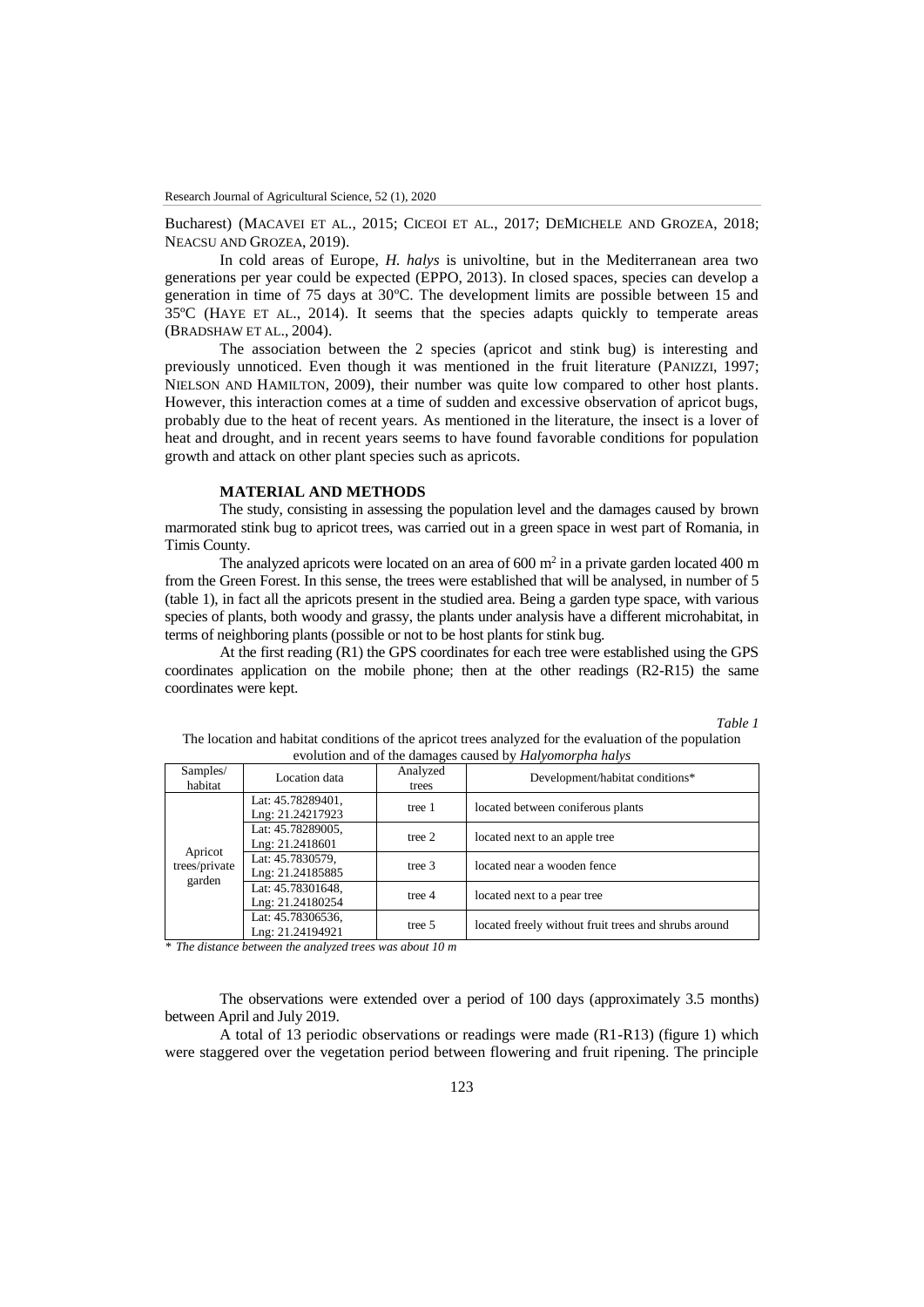Bucharest) (MACAVEI ET AL., 2015; CICEOI ET AL., 2017; DEMICHELE AND GROZEA, 2018; NEACSU AND GROZEA, 2019).

In cold areas of Europe, *H. halys* is univoltine, but in the Mediterranean area two generations per year could be expected (EPPO, 2013). In closed spaces, species can develop a generation in time of 75 days at 30ºC. The development limits are possible between 15 and 35ºC (HAYE ET AL., 2014). It seems that the species adapts quickly to temperate areas (BRADSHAW ET AL., 2004).

The association between the 2 species (apricot and stink bug) is interesting and previously unnoticed. Even though it was mentioned in the fruit literature (PANIZZI, 1997; NIELSON AND HAMILTON, 2009), their number was quite low compared to other host plants. However, this interaction comes at a time of sudden and excessive observation of apricot bugs, probably due to the heat of recent years. As mentioned in the literature, the insect is a lover of heat and drought, and in recent years seems to have found favorable conditions for population growth and attack on other plant species such as apricots.

## MATERIAL AND METHODS

The study, consisting in assessing the population level and the damages caused by brown marmorated stink bug to apricot trees, was carried out in a green space in west part of Romania, in Timis County.

The analyzed apricots were located on an area of 600 m$^2$ in a private garden located 400 m from the Green Forest. In this sense, the trees were established that will be analysed, in number of 5 (table 1), in fact all the apricots present in the studied area. Being a garden type space, with various species of plants, both woody and grassy, the plants under analysis have a different microhabitat, in terms of neighboring plants (possible or not to be host plants for stink bug.

At the first reading (R1) the GPS coordinates for each tree were established using the GPS coordinates application on the mobile phone; then at the other readings (R2-R15) the same coordinates were kept.

*Table 1*

The location and habitat conditions of the apricot trees analyzed for the evaluation of the population evolution and of the damages caused by *Halyomorpha halys*

| Samples/ habitat | Location data | Analyzed trees | Development/habitat conditions* |
|---|---|---|---|
| Apricot trees/private garden | Lat: 45.78289401, Lng: 21.24217923 | tree 1 | located between coniferous plants |
| | Lat: 45.78289005, Lng: 21.2418601 | tree 2 | located next to an apple tree |
| | Lat: 45.7830579, Lng: 21.24185885 | tree 3 | located near a wooden fence |
| | Lat: 45.78301648, Lng: 21.24180254 | tree 4 | located next to a pear tree |
| | Lat: 45.78306536, Lng: 21.24194921 | tree 5 | located freely without fruit trees and shrubs around |

*\* The distance between the analyzed trees was about 10 m*

The observations were extended over a period of 100 days (approximately 3.5 months) between April and July 2019.

A total of 13 periodic observations or readings were made (R1-R13) (figure 1) which were staggered over the vegetation period between flowering and fruit ripening. The principle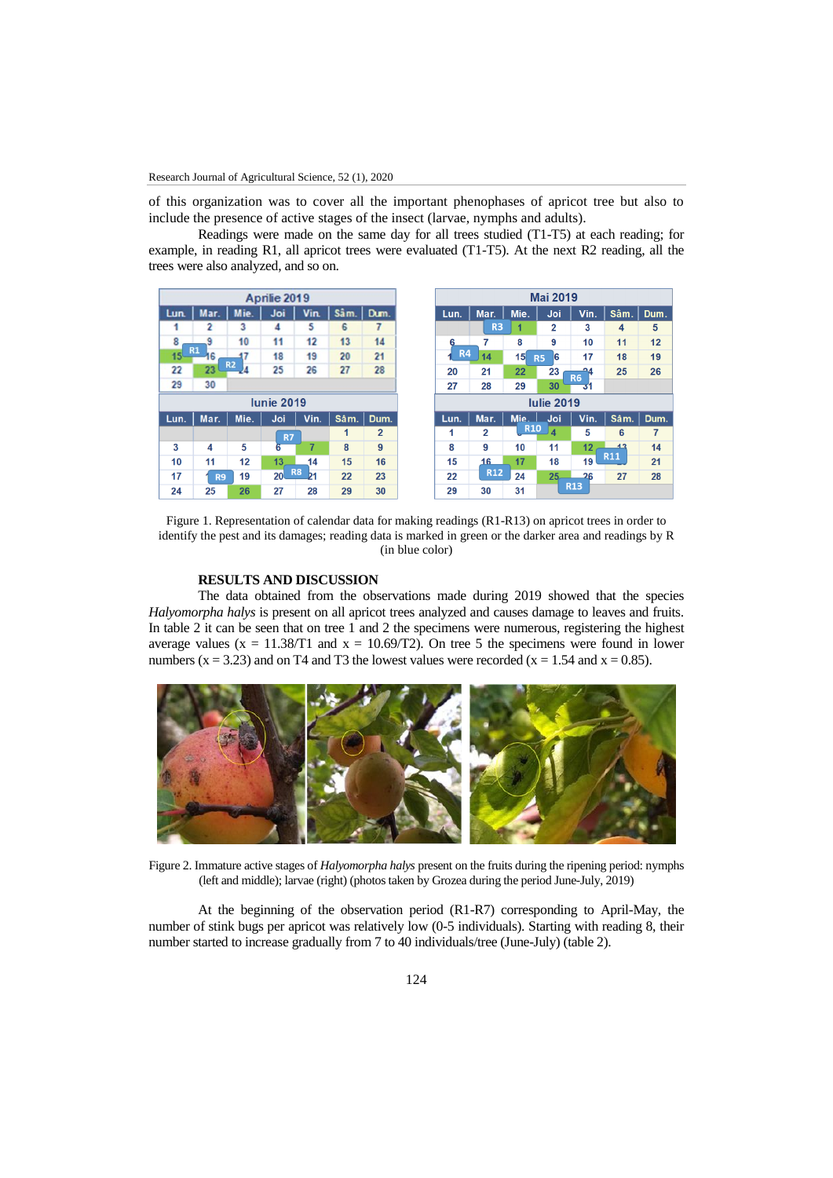of this organization was to cover all the important phenophases of apricot tree but also to include the presence of active stages of the insect (larvae, nymphs and adults).

Readings were made on the same day for all trees studied (T1-T5) at each reading; for example, in reading R1, all apricot trees were evaluated (T1-T5). At the next R2 reading, all the trees were also analyzed, and so on.

Figure 1. Representation of calendar data for making readings (R1-R13) on apricot trees in order to identify the pest and its damages; reading data is marked in green or the darker area and readings by R (in blue color)

## RESULTS AND DISCUSSION

The data obtained from the observations made during 2019 showed that the species *Halyomorpha halys* is present on all apricot trees analyzed and causes damage to leaves and fruits. In table 2 it can be seen that on tree 1 and 2 the specimens were numerous, registering the highest average values (x = 11.38/T1 and x = 10.69/T2). On tree 5 the specimens were found in lower numbers (x = 3.23) and on T4 and T3 the lowest values were recorded (x = 1.54 and x = 0.85).

Figure 2. Immature active stages of *Halyomorpha halys* present on the fruits during the ripening period: nymphs (left and middle); larvae (right) (photos taken by Grozea during the period June-July, 2019)

At the beginning of the observation period (R1-R7) corresponding to April-May, the number of stink bugs per apricot tree was relatively low (0-5 individuals). Starting with reading 8, their number started to increase gradually from 7 to 40 individuals/tree (June-July) (table 2).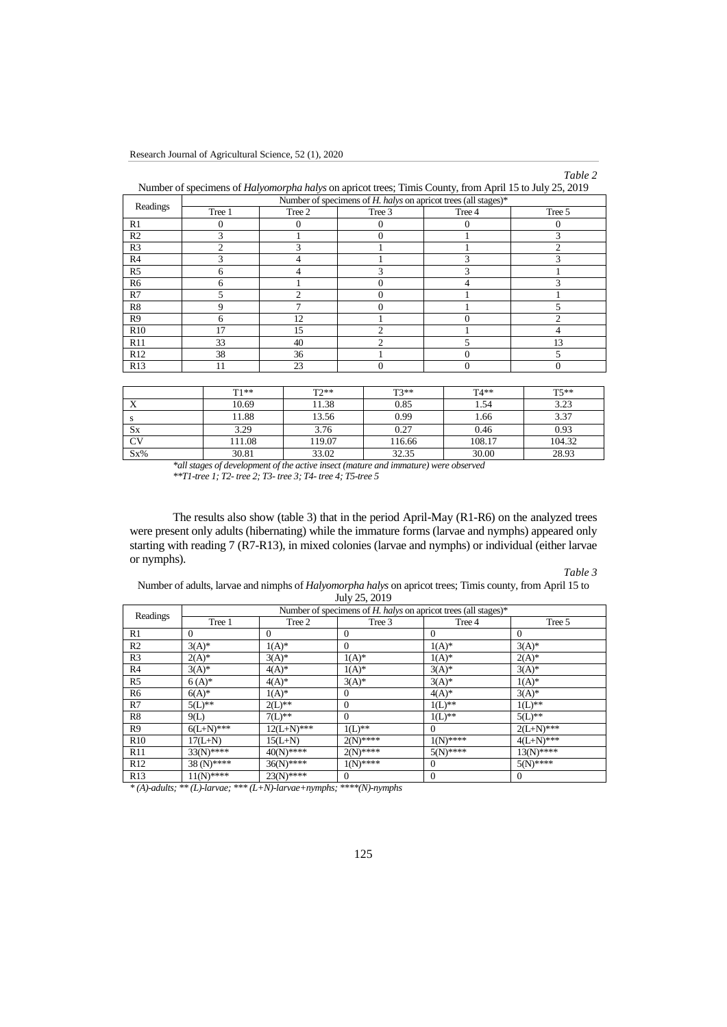*Table 2*

Number of specimens of *Halyomorpha halys* on apricot trees; Timis County, from April 15 to July 25, 2019

| Readings | Number of specimens of *H. halys* on apricot trees (all stages)* | | | | |
|---|---|---|---|---|---|
| | Tree 1 | Tree 2 | Tree 3 | Tree 4 | Tree 5 |
| R1 | 0 | 0 | 0 | 0 | 0 |
| R2 | 3 | 1 | 0 | 1 | 3 |
| R3 | 2 | 3 | 1 | 1 | 2 |
| R4 | 3 | 4 | 1 | 3 | 3 |
| R5 | 6 | 4 | 3 | 3 | 1 |
| R6 | 6 | 1 | 0 | 4 | 3 |
| R7 | 5 | 2 | 0 | 1 | 1 |
| R8 | 9 | 7 | 0 | 1 | 5 |
| R9 | 6 | 12 | 1 | 0 | 2 |
| R10 | 17 | 15 | 2 | 1 | 4 |
| R11 | 33 | 40 | 2 | 5 | 13 |
| R12 | 38 | 36 | 1 | 0 | 5 |
| R13 | 11 | 23 | 0 | 0 | 0 |

| | T1** | T2** | T3** | T4** | T5** |
|---|---|---|---|---|---|
| X | 10.69 | 11.38 | 0.85 | 1.54 | 3.23 |
| s | 11.88 | 13.56 | 0.99 | 1.66 | 3.37 |
| Sx | 3.29 | 3.76 | 0.27 | 0.46 | 0.93 |
| CV | 111.08 | 119.07 | 116.66 | 108.17 | 104.32 |
| Sx% | 30.81 | 33.02 | 32.35 | 30.00 | 28.93 |

*\*all stages of development of the active insect (mature and immature) were observed*
*\*\*T1-tree 1; T2- tree 2; T3- tree 3; T4- tree 4; T5-tree 5*

The results also show (table 3) that in the period April-May (R1-R6) on the analyzed trees were present only adults (hibernating) while the immature forms (larvae and nymphs) appeared only starting with reading 7 (R7-R13), in mixed colonies (larvae and nymphs) or individual (either larvae or nymphs).

*Table 3*

Number of adults, larvae and nimphs of *Halyomorpha halys* on apricot trees; Timis county, from April 15 to July 25, 2019

| Readings | Number of specimens of *H. halys* on apricot trees (all stages)* | | | | |
|---|---|---|---|---|---|
| | Tree 1 | Tree 2 | Tree 3 | Tree 4 | Tree 5 |
| R1 | 0 | 0 | 0 | 0 | 0 |
| R2 | 3(A)* | 1(A)* | 0 | 1(A)* | 3(A)* |
| R3 | 2(A)* | 3(A)* | 1(A)* | 1(A)* | 2(A)* |
| R4 | 3(A)* | 4(A)* | 1(A)* | 3(A)* | 3(A)* |
| R5 | 6 (A)* | 4(A)* | 3(A)* | 3(A)* | 1(A)* |
| R6 | 6(A)* | 1(A)* | 0 | 4(A)* | 3(A)* |
| R7 | 5(L)** | 2(L)** | 0 | 1(L)** | 1(L)** |
| R8 | 9(L) | 7(L)** | 0 | 1(L)** | 5(L)** |
| R9 | 6(L+N)*** | 12(L+N)*** | 1(L)** | 0 | 2(L+N)*** |
| R10 | 17(L+N) | 15(L+N) | 2(N)**** | 1(N)**** | 4(L+N)*** |
| R11 | 33(N)**** | 40(N)**** | 2(N)**** | 5(N)**** | 13(N)**** |
| R12 | 38 (N)**** | 36(N)**** | 1(N)**** | 0 | 5(N)**** |
| R13 | 11(N)**** | 23(N)**** | 0 | 0 | 0 |

*\* (A)-adults; \*\* (L)-larvae; \*\*\* (L+N)-larvae+nymphs; \*\*\*\*(N)-nymphs*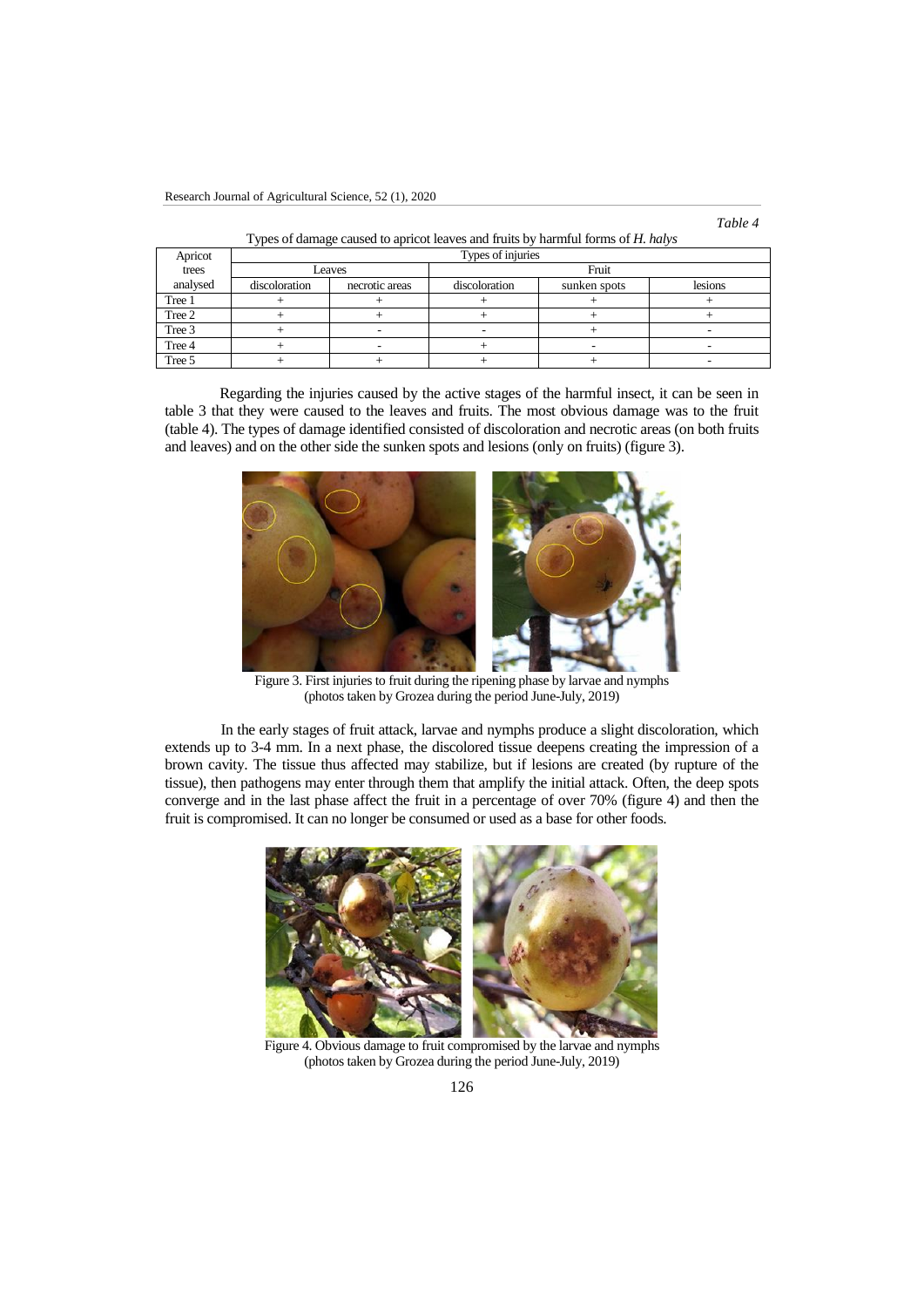*Table 4*

Types of damage caused to apricot leaves and fruits by harmful forms of *H. halys*

| Apricot trees analysed | Types of injuries | | | | |
|---|---|---|---|---|---|
| | Leaves | | Fruit | | |
| | discoloration | necrotic areas | discoloration | sunken spots | lesions |
| Tree 1 | + | + | + | + | + |
| Tree 2 | + | + | + | + | + |
| Tree 3 | + | - | - | + | - |
| Tree 4 | + | - | + | - | - |
| Tree 5 | + | + | + | + | - |

Regarding the injuries caused by the active stages of the harmful insect, it can be seen in table 3 that they were caused to the leaves and fruits. The most obvious damage was to the fruit (table 4). The types of damage identified consisted of discoloration and necrotic areas (on both fruits and leaves) and on the other side the sunken spots and lesions (only on fruits) (figure 3).

Figure 3. First injuries to fruit during the ripening phase by larvae and nymphs (photos taken by Grozea during the period June-July, 2019)

In the early stages of fruit attack, larvae and nymphs produce a slight discoloration, which extends up to 3-4 mm. In a next phase, the discolored tissue deepens creating the impression of a brown cavity. The tissue thus affected may stabilize, but if lesions are created (by rupture of the tissue), then pathogens may enter through them that amplify the initial attack. Often, the deep spots converge and in the last phase affect the fruit in a percentage of over 70% (figure 4) and then the fruit is compromised. It can no longer be consumed or used as a base for other foods.

Figure 4. Obvious damage to fruit compromised by the larvae and nymphs (photos taken by Grozea during the period June-July, 2019)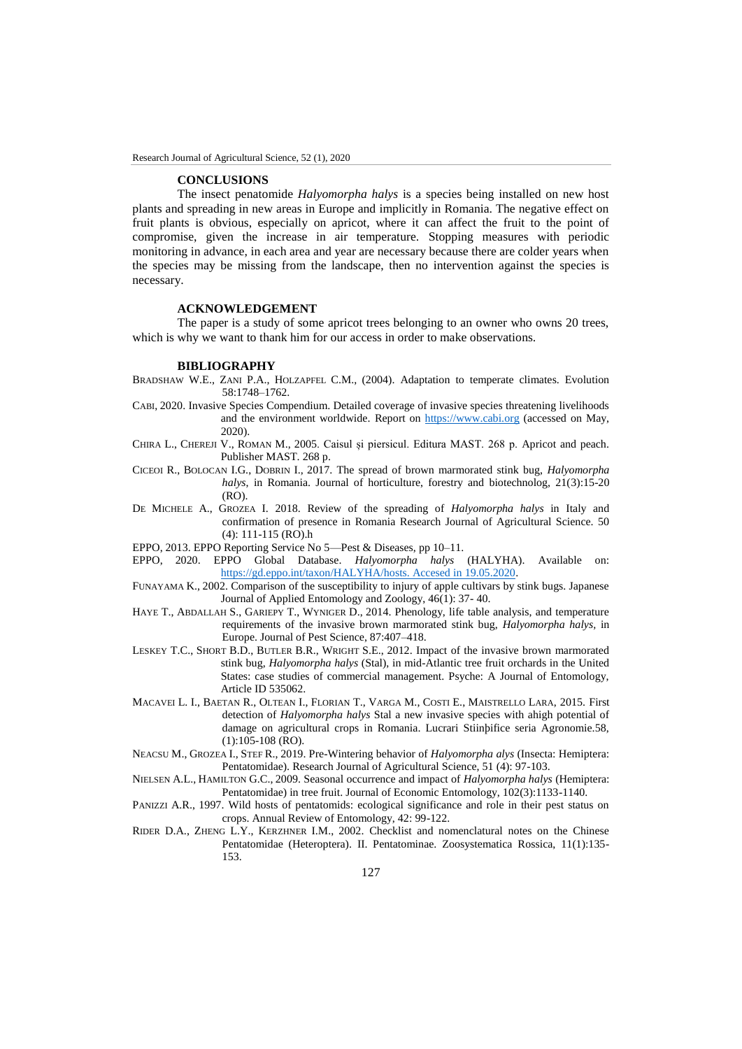## CONCLUSIONS

The insect penatomide *Halyomorpha halys* is a species being installed on new host plants and spreading in new areas in Europe and implicitly in Romania. The negative effect on fruit plants is obvious, especially on apricot, where it can affect the fruit to the point of compromise, given the increase in air temperature. Stopping measures with periodic monitoring in advance, in each area and year are necessary because there are colder years when the species may be missing from the landscape, then no intervention against the species is necessary.

## ACKNOWLEDGEMENT

The paper is a study of some apricot trees belonging to an owner who owns 20 trees, which is why we want to thank him for our access in order to make observations.

## BIBLIOGRAPHY

BRADSHAW W.E., ZANI P.A., HOLZAPFEL C.M., (2004). Adaptation to temperate climates. Evolution 58:1748–1762.

CABI, 2020. Invasive Species Compendium. Detailed coverage of invasive species threatening livelihoods and the environment worldwide. Report on https://www.cabi.org (accessed on May, 2020).

CHIRA L., CHEREJI V., ROMAN M., 2005. Caisul și piersicul. Editura MAST. 268 p. Apricot and peach. Publisher MAST. 268 p.

CICEOI R., BOLOCAN I.G., DOBRIN I., 2017. The spread of brown marmorated stink bug, *Halyomorpha halys*, in Romania. Journal of horticulture, forestry and biotechnolog, 21(3):15-20 (RO).

DE MICHELE A., GROZEA I. 2018. Review of the spreading of *Halyomorpha halys* in Italy and confirmation of presence in Romania Research Journal of Agricultural Science. 50 (4): 111-115 (RO).h

EPPO, 2013. EPPO Reporting Service No 5—Pest & Diseases, pp 10–11.

EPPO, 2020. EPPO Global Database. *Halyomorpha halys* (HALYHA). Available on: https://gd.eppo.int/taxon/HALYHA/hosts. Accesed in 19.05.2020.

FUNAYAMA K., 2002. Comparison of the susceptibility to injury of apple cultivars by stink bugs. Japanese Journal of Applied Entomology and Zoology, 46(1): 37- 40.

HAYE T., ABDALLAH S., GARIEPY T., WYNIGER D., 2014. Phenology, life table analysis, and temperature requirements of the invasive brown marmorated stink bug, *Halyomorpha halys*, in Europe. Journal of Pest Science, 87:407–418.

LESKEY T.C., SHORT B.D., BUTLER B.R., WRIGHT S.E., 2012. Impact of the invasive brown marmorated stink bug, *Halyomorpha halys* (Stal), in mid-Atlantic tree fruit orchards in the United States: case studies of commercial management. Psyche: A Journal of Entomology, Article ID 535062.

MACAVEI L. I., BAETAN R., OLTEAN I., FLORIAN T., VARGA M., COSTI E., MAISTRELLO LARA, 2015. First detection of *Halyomorpha halys* Stal a new invasive species with ahigh potential of damage on agricultural crops in Romania. Lucrari Stiinþifice seria Agronomie.58, (1):105-108 (RO).

NEACSU M., GROZEA I., STEF R., 2019. Pre-Wintering behavior of *Halyomorpha alys* (Insecta: Hemiptera: Pentatomidae). Research Journal of Agricultural Science, 51 (4): 97-103.

NIELSEN A.L., HAMILTON G.C., 2009. Seasonal occurrence and impact of *Halyomorpha halys* (Hemiptera: Pentatomidae) in tree fruit. Journal of Economic Entomology, 102(3):1133-1140.

PANIZZI A.R., 1997. Wild hosts of pentatomids: ecological significance and role in their pest status on crops. Annual Review of Entomology, 42: 99-122.

RIDER D.A., ZHENG L.Y., KERZHNER I.M., 2002. Checklist and nomenclatural notes on the Chinese Pentatomidae (Heteroptera). II. Pentatominae. Zoosystematica Rossica, 11(1):135-153.